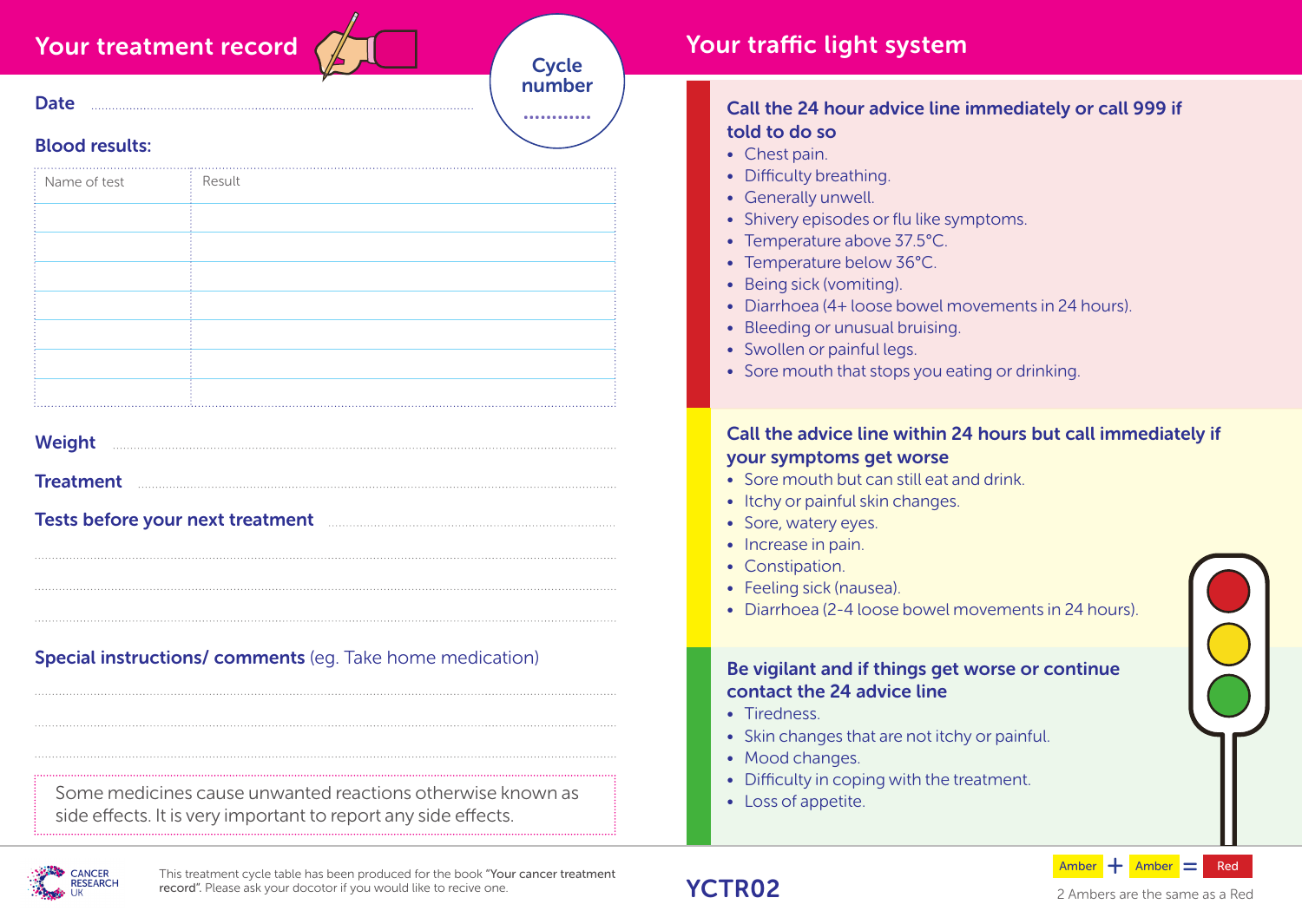## Your treatment record

**Cycle number** ...........

**Date** ......................................................................................................

### Blood results:

| Name of test | Result |
|---|---|
| | |
| | |
| | |
| | |
| | |
| | |
| | |

**Weight** ......................................................................................................

**Treatment** ......................................................................................................

**Tests before your next treatment** ......................................................................................................

......................................................................................................

......................................................................................................

......................................................................................................

**Special instructions/ comments** (eg. Take home medication)

......................................................................................................

......................................................................................................

......................................................................................................

Some medicines cause unwanted reactions otherwise known as side effects. It is very important to report any side effects.

This treatment cycle table has been produced for the book "Your cancer treatment record". Please ask your docotor if you would like to recive one.

## Your traffic light system

### Call the 24 hour advice line immediately or call 999 if told to do so

- Chest pain.
- Difficulty breathing.
- Generally unwell.
- Shivery episodes or flu like symptoms.
- Temperature above 37.5°C.
- Temperature below 36°C.
- Being sick (vomiting).
- Diarrhoea (4+ loose bowel movements in 24 hours).
- Bleeding or unusual bruising.
- Swollen or painful legs.
- Sore mouth that stops you eating or drinking.

### Call the advice line within 24 hours but call immediately if your symptoms get worse

- Sore mouth but can still eat and drink.
- Itchy or painful skin changes.
- Sore, watery eyes.
- Increase in pain.
- Constipation.
- Feeling sick (nausea).
- Diarrhoea (2-4 loose bowel movements in 24 hours).

### Be vigilant and if things get worse or continue contact the 24 advice line

- Tiredness.
- Skin changes that are not itchy or painful.
- Mood changes.
- Difficulty in coping with the treatment.
- Loss of appetite.

Amber + Amber = Red

2 Ambers are the same as a Red

YCTR02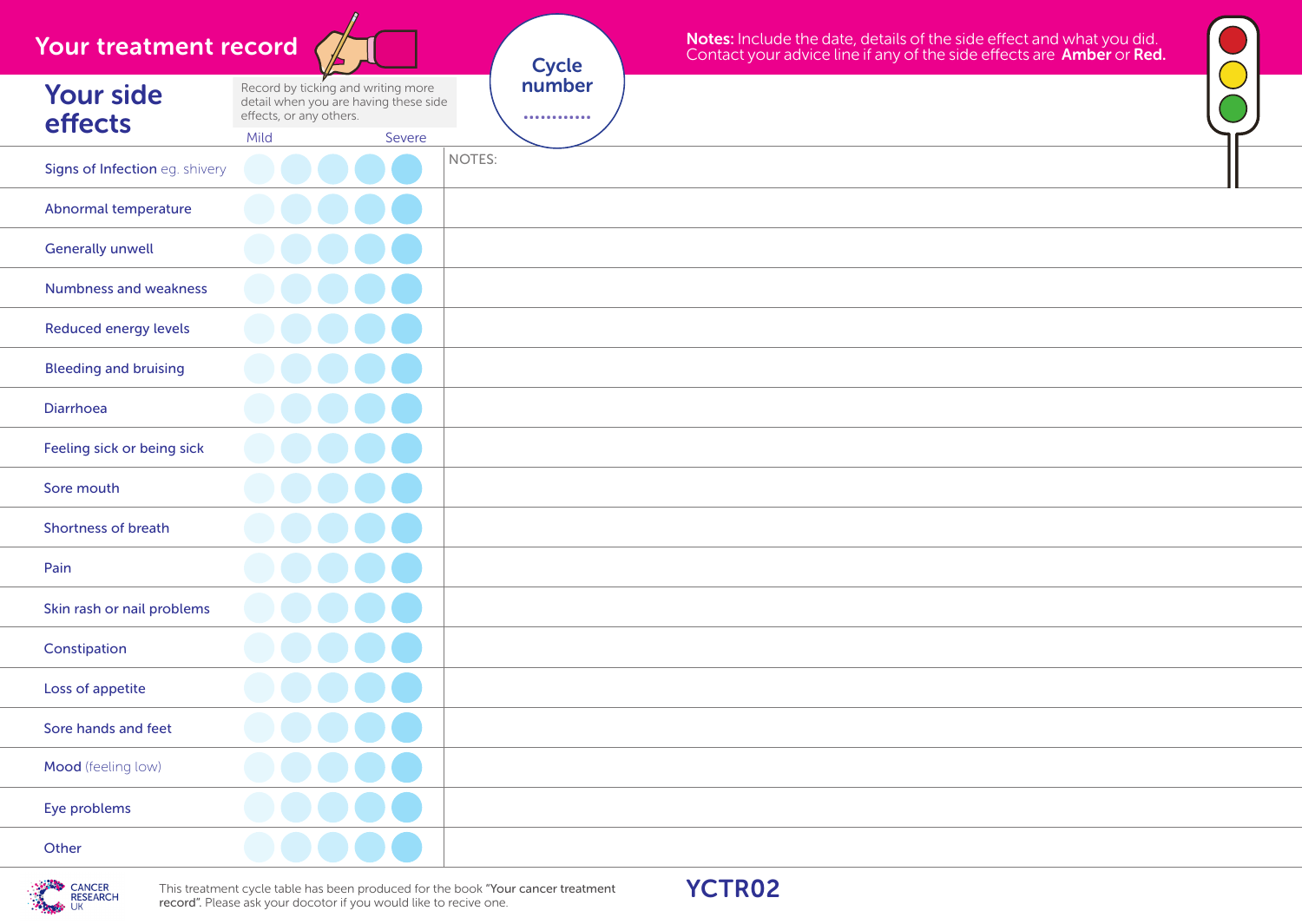# Your treatment record

## Your side effects

Record by ticking and writing more detail when you are having these side effects, or any others.

**Cycle number** ............

**Notes:** Include the date, details of the side effect and what you did. Contact your advice line if any of the side effects are **Amber** or **Red.**

| Side effect | Mild | | | | Severe | NOTES: |
|---|---|---|---|---|---|---|
| Signs of Infection eg. shivery | | | | | | |
| Abnormal temperature | | | | | | |
| Generally unwell | | | | | | |
| Numbness and weakness | | | | | | |
| Reduced energy levels | | | | | | |
| Bleeding and bruising | | | | | | |
| Diarrhoea | | | | | | |
| Feeling sick or being sick | | | | | | |
| Sore mouth | | | | | | |
| Shortness of breath | | | | | | |
| Pain | | | | | | |
| Skin rash or nail problems | | | | | | |
| Constipation | | | | | | |
| Loss of appetite | | | | | | |
| Sore hands and feet | | | | | | |
| Mood (feeling low) | | | | | | |
| Eye problems | | | | | | |
| Other | | | | | | |

CANCER RESEARCH UK

This treatment cycle table has been produced for the book "Your cancer treatment record". Please ask your docotor if you would like to recive one.

YCTR02